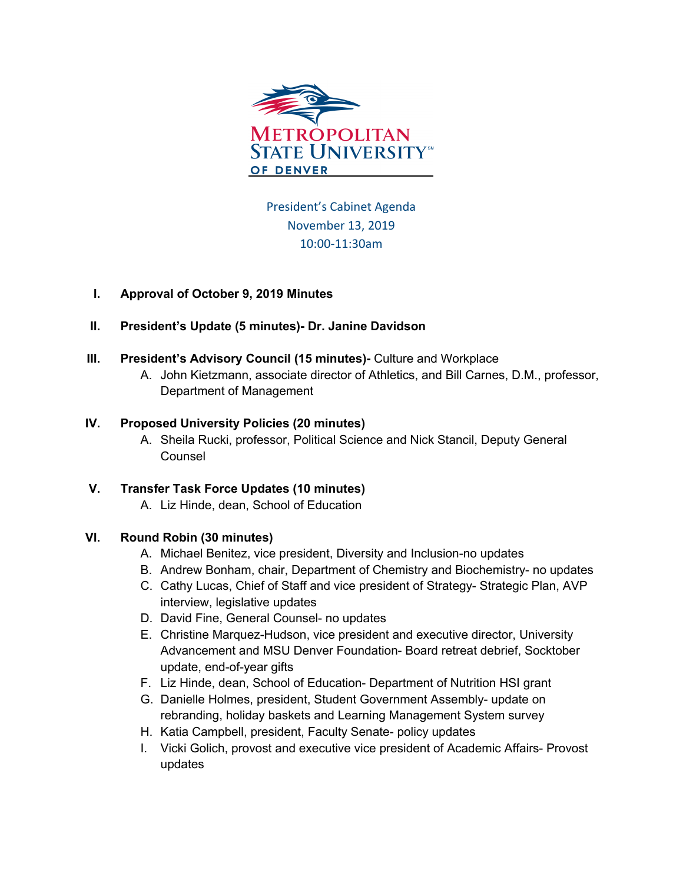Metropolitan State University of Denver

President's Cabinet Agenda
November 13, 2019
10:00-11:30am

I. **Approval of October 9, 2019 Minutes**

II. **President's Update (5 minutes)- Dr. Janine Davidson**

III. **President's Advisory Council (15 minutes)-** Culture and Workplace
   A. John Kietzmann, associate director of Athletics, and Bill Carnes, D.M., professor, Department of Management

IV. **Proposed University Policies (20 minutes)**
   A. Sheila Rucki, professor, Political Science and Nick Stancil, Deputy General Counsel

V. **Transfer Task Force Updates (10 minutes)**
   A. Liz Hinde, dean, School of Education

VI. **Round Robin (30 minutes)**
   A. Michael Benitez, vice president, Diversity and Inclusion-no updates
   B. Andrew Bonham, chair, Department of Chemistry and Biochemistry- no updates
   C. Cathy Lucas, Chief of Staff and vice president of Strategy- Strategic Plan, AVP interview, legislative updates
   D. David Fine, General Counsel- no updates
   E. Christine Marquez-Hudson, vice president and executive director, University Advancement and MSU Denver Foundation- Board retreat debrief, Socktober update, end-of-year gifts
   F. Liz Hinde, dean, School of Education- Department of Nutrition HSI grant
   G. Danielle Holmes, president, Student Government Assembly- update on rebranding, holiday baskets and Learning Management System survey
   H. Katia Campbell, president, Faculty Senate- policy updates
   I. Vicki Golich, provost and executive vice president of Academic Affairs- Provost updates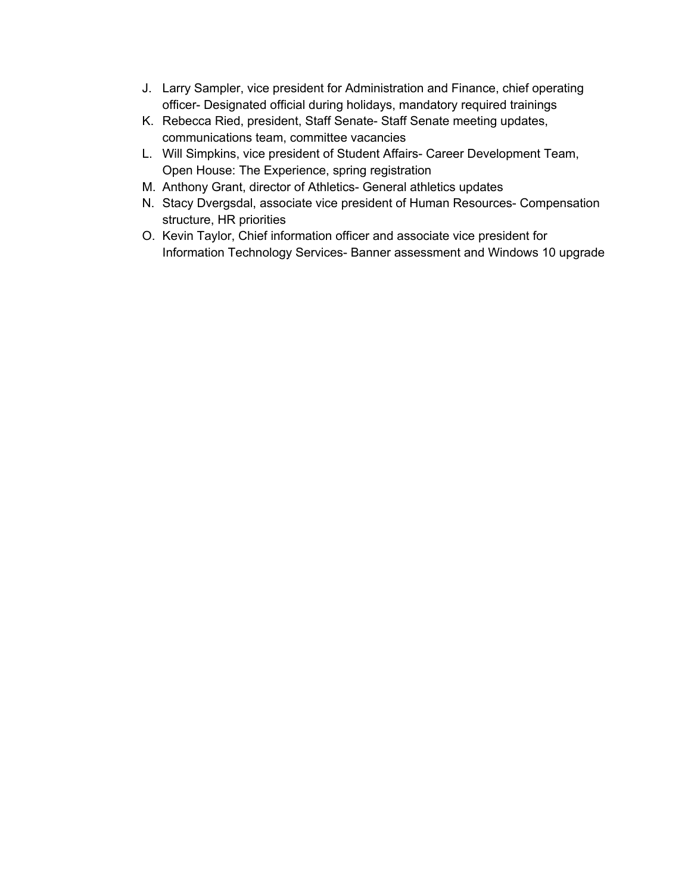J. Larry Sampler, vice president for Administration and Finance, chief operating officer- Designated official during holidays, mandatory required trainings
K. Rebecca Ried, president, Staff Senate- Staff Senate meeting updates, communications team, committee vacancies
L. Will Simpkins, vice president of Student Affairs- Career Development Team, Open House: The Experience, spring registration
M. Anthony Grant, director of Athletics- General athletics updates
N. Stacy Dvergsdal, associate vice president of Human Resources- Compensation structure, HR priorities
O. Kevin Taylor, Chief information officer and associate vice president for Information Technology Services- Banner assessment and Windows 10 upgrade